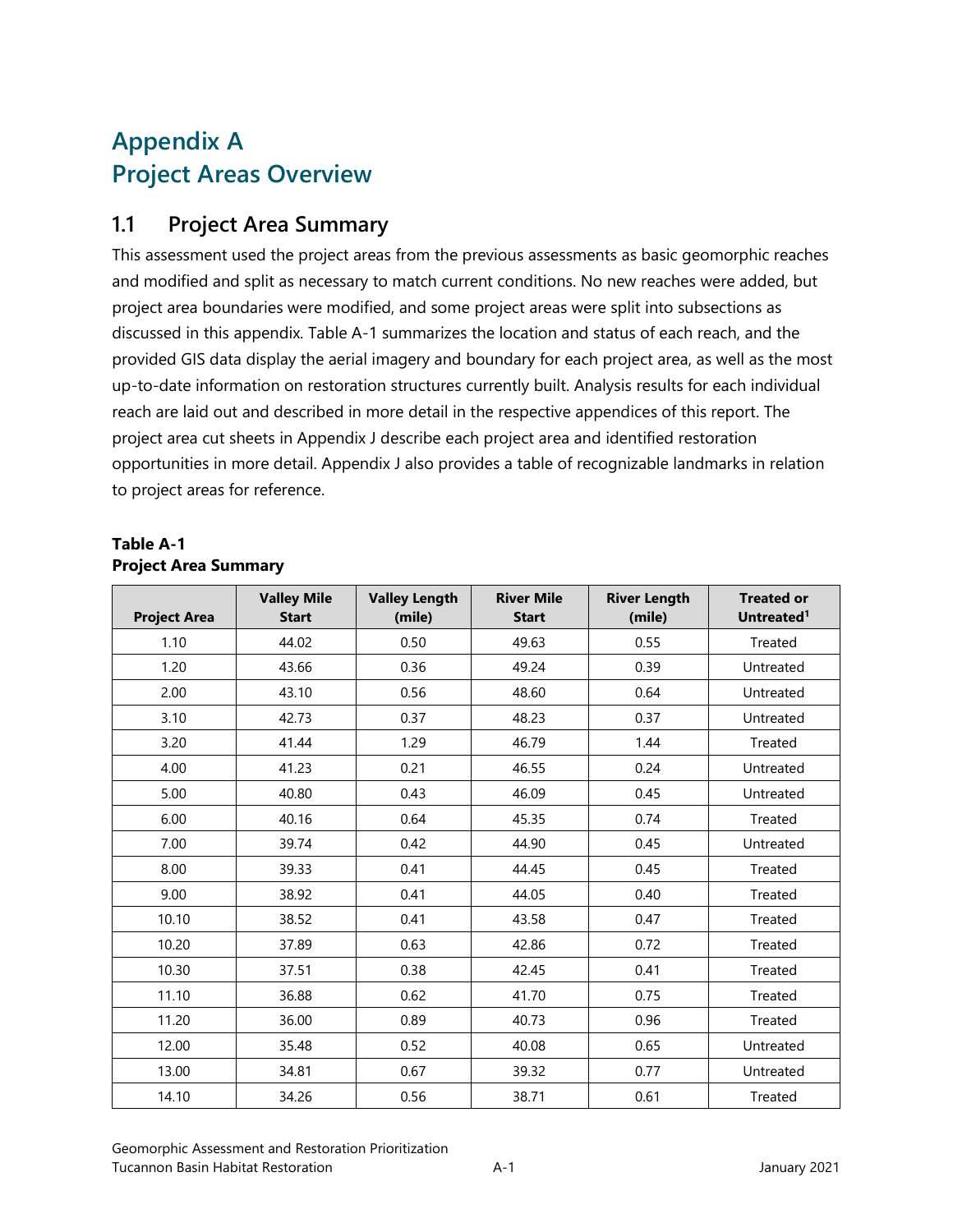# Appendix A
# Project Areas Overview

## 1.1 Project Area Summary

This assessment used the project areas from the previous assessments as basic geomorphic reaches and modified and split as necessary to match current conditions. No new reaches were added, but project area boundaries were modified, and some project areas were split into subsections as discussed in this appendix. Table A-1 summarizes the location and status of each reach, and the provided GIS data display the aerial imagery and boundary for each project area, as well as the most up-to-date information on restoration structures currently built. Analysis results for each individual reach are laid out and described in more detail in the respective appendices of this report. The project area cut sheets in Appendix J describe each project area and identified restoration opportunities in more detail. Appendix J also provides a table of recognizable landmarks in relation to project areas for reference.

**Table A-1**
**Project Area Summary**

| Project Area | Valley Mile Start | Valley Length (mile) | River Mile Start | River Length (mile) | Treated or Untreated[1] |
|---|---|---|---|---|---|
| 1.10 | 44.02 | 0.50 | 49.63 | 0.55 | Treated |
| 1.20 | 43.66 | 0.36 | 49.24 | 0.39 | Untreated |
| 2.00 | 43.10 | 0.56 | 48.60 | 0.64 | Untreated |
| 3.10 | 42.73 | 0.37 | 48.23 | 0.37 | Untreated |
| 3.20 | 41.44 | 1.29 | 46.79 | 1.44 | Treated |
| 4.00 | 41.23 | 0.21 | 46.55 | 0.24 | Untreated |
| 5.00 | 40.80 | 0.43 | 46.09 | 0.45 | Untreated |
| 6.00 | 40.16 | 0.64 | 45.35 | 0.74 | Treated |
| 7.00 | 39.74 | 0.42 | 44.90 | 0.45 | Untreated |
| 8.00 | 39.33 | 0.41 | 44.45 | 0.45 | Treated |
| 9.00 | 38.92 | 0.41 | 44.05 | 0.40 | Treated |
| 10.10 | 38.52 | 0.41 | 43.58 | 0.47 | Treated |
| 10.20 | 37.89 | 0.63 | 42.86 | 0.72 | Treated |
| 10.30 | 37.51 | 0.38 | 42.45 | 0.41 | Treated |
| 11.10 | 36.88 | 0.62 | 41.70 | 0.75 | Treated |
| 11.20 | 36.00 | 0.89 | 40.73 | 0.96 | Treated |
| 12.00 | 35.48 | 0.52 | 40.08 | 0.65 | Untreated |
| 13.00 | 34.81 | 0.67 | 39.32 | 0.77 | Untreated |
| 14.10 | 34.26 | 0.56 | 38.71 | 0.61 | Treated |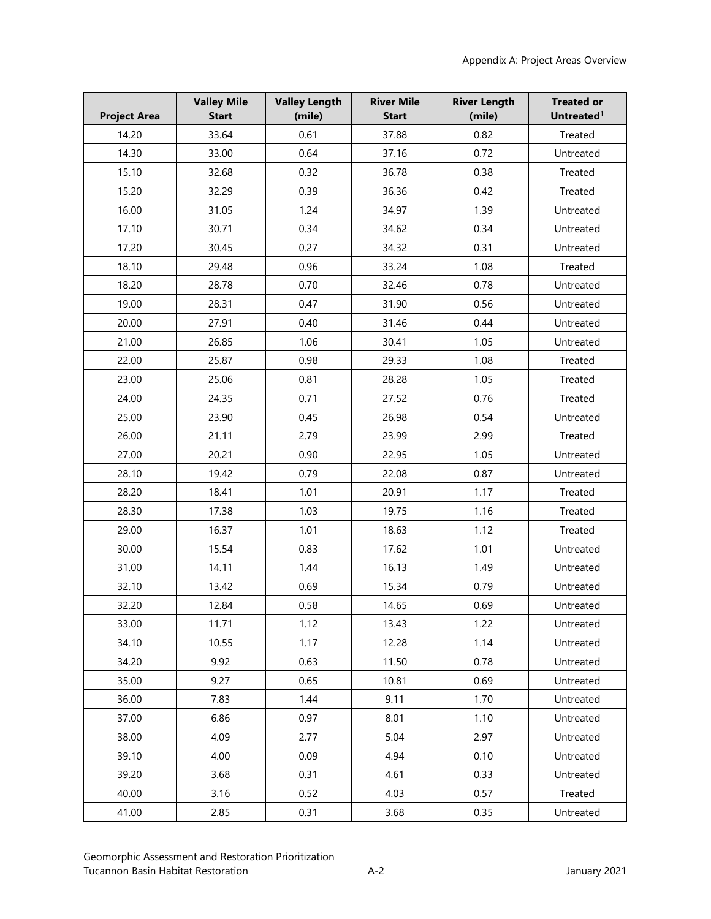| Project Area | Valley Mile Start | Valley Length (mile) | River Mile Start | River Length (mile) | Treated or Untreated[1] |
|---|---|---|---|---|---|
| 14.20 | 33.64 | 0.61 | 37.88 | 0.82 | Treated |
| 14.30 | 33.00 | 0.64 | 37.16 | 0.72 | Untreated |
| 15.10 | 32.68 | 0.32 | 36.78 | 0.38 | Treated |
| 15.20 | 32.29 | 0.39 | 36.36 | 0.42 | Treated |
| 16.00 | 31.05 | 1.24 | 34.97 | 1.39 | Untreated |
| 17.10 | 30.71 | 0.34 | 34.62 | 0.34 | Untreated |
| 17.20 | 30.45 | 0.27 | 34.32 | 0.31 | Untreated |
| 18.10 | 29.48 | 0.96 | 33.24 | 1.08 | Treated |
| 18.20 | 28.78 | 0.70 | 32.46 | 0.78 | Untreated |
| 19.00 | 28.31 | 0.47 | 31.90 | 0.56 | Untreated |
| 20.00 | 27.91 | 0.40 | 31.46 | 0.44 | Untreated |
| 21.00 | 26.85 | 1.06 | 30.41 | 1.05 | Untreated |
| 22.00 | 25.87 | 0.98 | 29.33 | 1.08 | Treated |
| 23.00 | 25.06 | 0.81 | 28.28 | 1.05 | Treated |
| 24.00 | 24.35 | 0.71 | 27.52 | 0.76 | Treated |
| 25.00 | 23.90 | 0.45 | 26.98 | 0.54 | Untreated |
| 26.00 | 21.11 | 2.79 | 23.99 | 2.99 | Treated |
| 27.00 | 20.21 | 0.90 | 22.95 | 1.05 | Untreated |
| 28.10 | 19.42 | 0.79 | 22.08 | 0.87 | Untreated |
| 28.20 | 18.41 | 1.01 | 20.91 | 1.17 | Treated |
| 28.30 | 17.38 | 1.03 | 19.75 | 1.16 | Treated |
| 29.00 | 16.37 | 1.01 | 18.63 | 1.12 | Treated |
| 30.00 | 15.54 | 0.83 | 17.62 | 1.01 | Untreated |
| 31.00 | 14.11 | 1.44 | 16.13 | 1.49 | Untreated |
| 32.10 | 13.42 | 0.69 | 15.34 | 0.79 | Untreated |
| 32.20 | 12.84 | 0.58 | 14.65 | 0.69 | Untreated |
| 33.00 | 11.71 | 1.12 | 13.43 | 1.22 | Untreated |
| 34.10 | 10.55 | 1.17 | 12.28 | 1.14 | Untreated |
| 34.20 | 9.92 | 0.63 | 11.50 | 0.78 | Untreated |
| 35.00 | 9.27 | 0.65 | 10.81 | 0.69 | Untreated |
| 36.00 | 7.83 | 1.44 | 9.11 | 1.70 | Untreated |
| 37.00 | 6.86 | 0.97 | 8.01 | 1.10 | Untreated |
| 38.00 | 4.09 | 2.77 | 5.04 | 2.97 | Untreated |
| 39.10 | 4.00 | 0.09 | 4.94 | 0.10 | Untreated |
| 39.20 | 3.68 | 0.31 | 4.61 | 0.33 | Untreated |
| 40.00 | 3.16 | 0.52 | 4.03 | 0.57 | Treated |
| 41.00 | 2.85 | 0.31 | 3.68 | 0.35 | Untreated |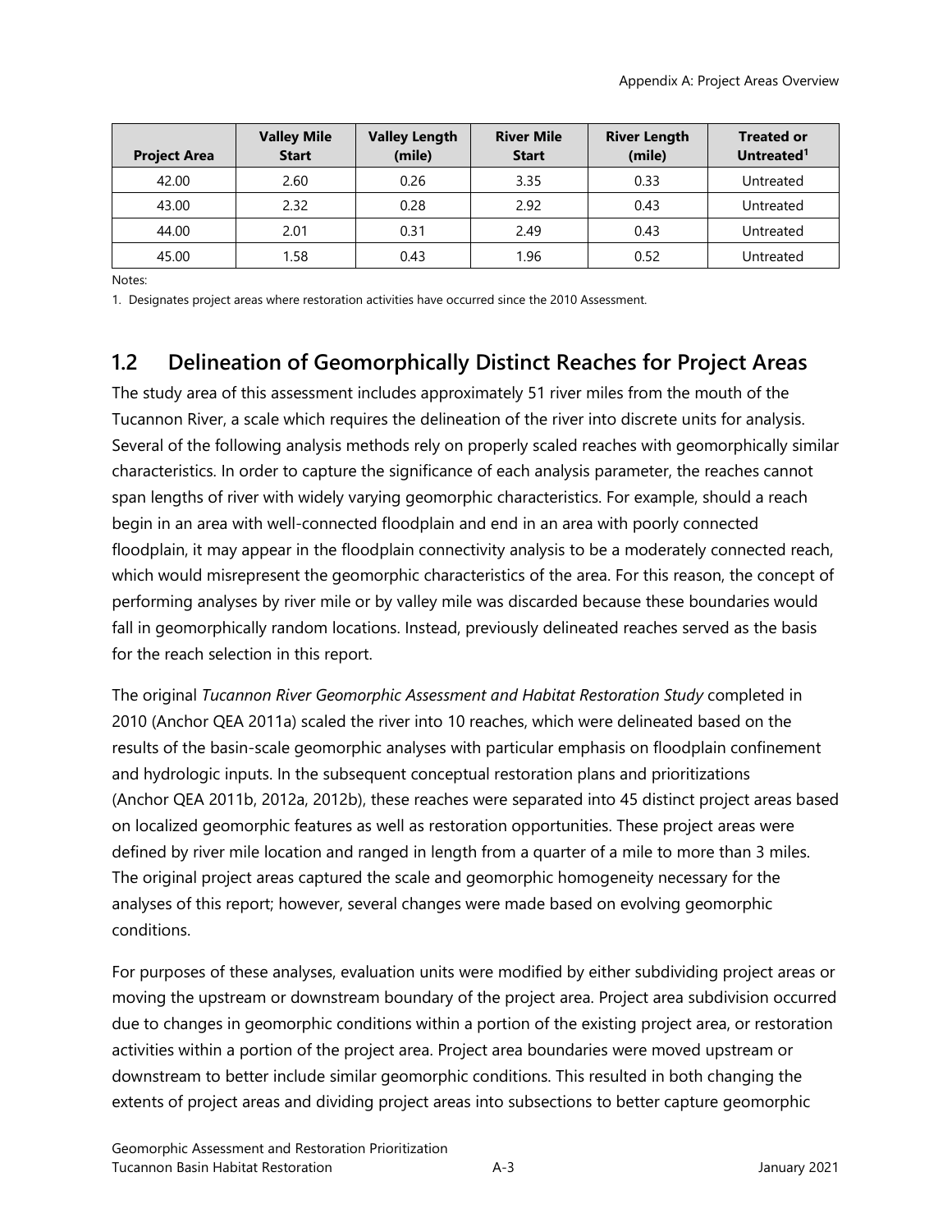| Project Area | Valley Mile Start | Valley Length (mile) | River Mile Start | River Length (mile) | Treated or Untreated[1] |
|---|---|---|---|---|---|
| 42.00 | 2.60 | 0.26 | 3.35 | 0.33 | Untreated |
| 43.00 | 2.32 | 0.28 | 2.92 | 0.43 | Untreated |
| 44.00 | 2.01 | 0.31 | 2.49 | 0.43 | Untreated |
| 45.00 | 1.58 | 0.43 | 1.96 | 0.52 | Untreated |

Notes:

1. Designates project areas where restoration activities have occurred since the 2010 Assessment.

## 1.2 Delineation of Geomorphically Distinct Reaches for Project Areas

The study area of this assessment includes approximately 51 river miles from the mouth of the Tucannon River, a scale which requires the delineation of the river into discrete units for analysis. Several of the following analysis methods rely on properly scaled reaches with geomorphically similar characteristics. In order to capture the significance of each analysis parameter, the reaches cannot span lengths of river with widely varying geomorphic characteristics. For example, should a reach begin in an area with well-connected floodplain and end in an area with poorly connected floodplain, it may appear in the floodplain connectivity analysis to be a moderately connected reach, which would misrepresent the geomorphic characteristics of the area. For this reason, the concept of performing analyses by river mile or by valley mile was discarded because these boundaries would fall in geomorphically random locations. Instead, previously delineated reaches served as the basis for the reach selection in this report.

The original *Tucannon River Geomorphic Assessment and Habitat Restoration Study* completed in 2010 (Anchor QEA 2011a) scaled the river into 10 reaches, which were delineated based on the results of the basin-scale geomorphic analyses with particular emphasis on floodplain confinement and hydrologic inputs. In the subsequent conceptual restoration plans and prioritizations (Anchor QEA 2011b, 2012a, 2012b), these reaches were separated into 45 distinct project areas based on localized geomorphic features as well as restoration opportunities. These project areas were defined by river mile location and ranged in length from a quarter of a mile to more than 3 miles. The original project areas captured the scale and geomorphic homogeneity necessary for the analyses of this report; however, several changes were made based on evolving geomorphic conditions.

For purposes of these analyses, evaluation units were modified by either subdividing project areas or moving the upstream or downstream boundary of the project area. Project area subdivision occurred due to changes in geomorphic conditions within a portion of the existing project area, or restoration activities within a portion of the project area. Project area boundaries were moved upstream or downstream to better include similar geomorphic conditions. This resulted in both changing the extents of project areas and dividing project areas into subsections to better capture geomorphic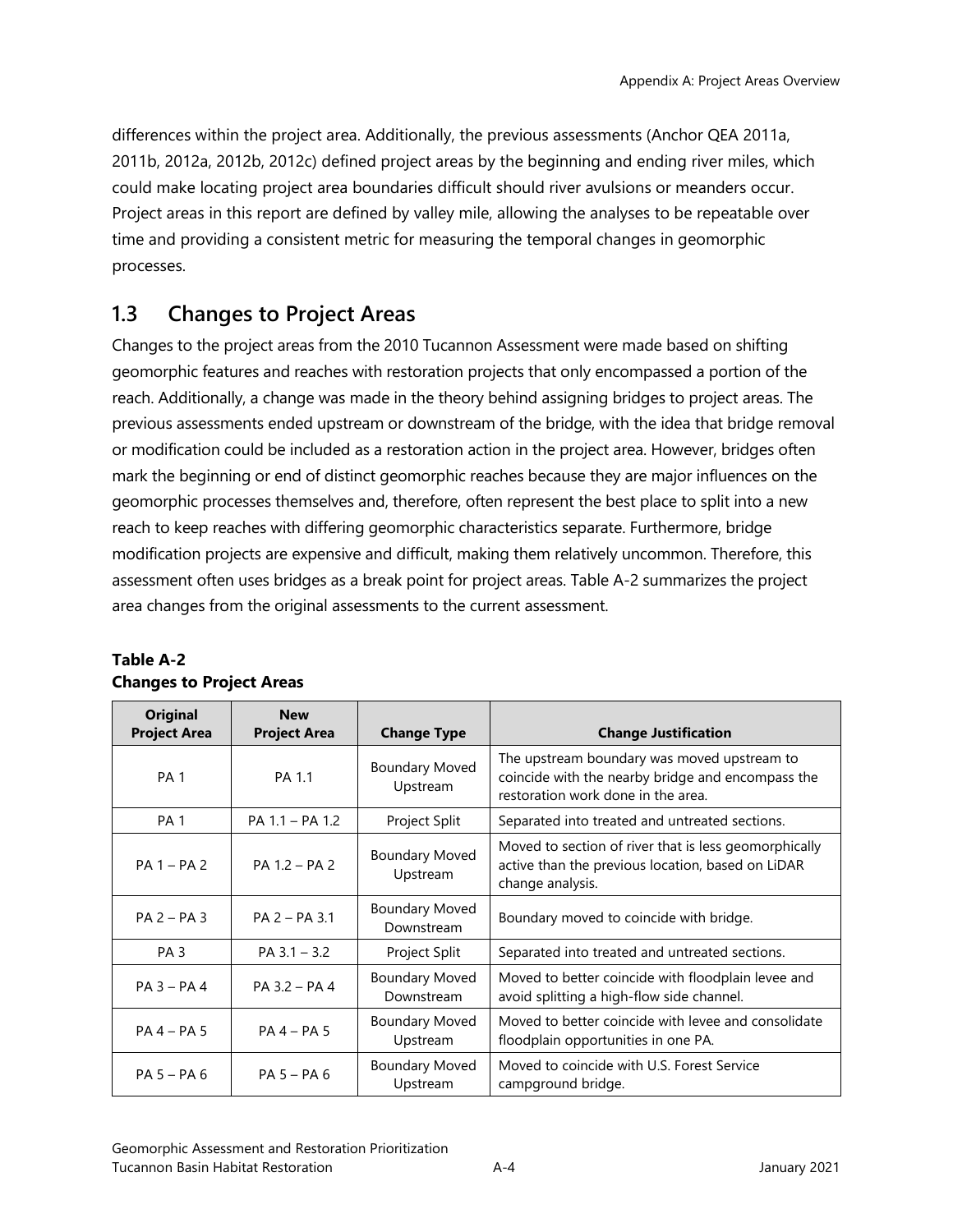differences within the project area. Additionally, the previous assessments (Anchor QEA 2011a, 2011b, 2012a, 2012b, 2012c) defined project areas by the beginning and ending river miles, which could make locating project area boundaries difficult should river avulsions or meanders occur. Project areas in this report are defined by valley mile, allowing the analyses to be repeatable over time and providing a consistent metric for measuring the temporal changes in geomorphic processes.

## 1.3 Changes to Project Areas

Changes to the project areas from the 2010 Tucannon Assessment were made based on shifting geomorphic features and reaches with restoration projects that only encompassed a portion of the reach. Additionally, a change was made in the theory behind assigning bridges to project areas. The previous assessments ended upstream or downstream of the bridge, with the idea that bridge removal or modification could be included as a restoration action in the project area. However, bridges often mark the beginning or end of distinct geomorphic reaches because they are major influences on the geomorphic processes themselves and, therefore, often represent the best place to split into a new reach to keep reaches with differing geomorphic characteristics separate. Furthermore, bridge modification projects are expensive and difficult, making them relatively uncommon. Therefore, this assessment often uses bridges as a break point for project areas. Table A-2 summarizes the project area changes from the original assessments to the current assessment.

**Table A-2**
**Changes to Project Areas**

| Original Project Area | New Project Area | Change Type | Change Justification |
|---|---|---|---|
| PA 1 | PA 1.1 | Boundary Moved Upstream | The upstream boundary was moved upstream to coincide with the nearby bridge and encompass the restoration work done in the area. |
| PA 1 | PA 1.1 – PA 1.2 | Project Split | Separated into treated and untreated sections. |
| PA 1 – PA 2 | PA 1.2 – PA 2 | Boundary Moved Upstream | Moved to section of river that is less geomorphically active than the previous location, based on LiDAR change analysis. |
| PA 2 – PA 3 | PA 2 – PA 3.1 | Boundary Moved Downstream | Boundary moved to coincide with bridge. |
| PA 3 | PA 3.1 – 3.2 | Project Split | Separated into treated and untreated sections. |
| PA 3 – PA 4 | PA 3.2 – PA 4 | Boundary Moved Downstream | Moved to better coincide with floodplain levee and avoid splitting a high-flow side channel. |
| PA 4 – PA 5 | PA 4 – PA 5 | Boundary Moved Upstream | Moved to better coincide with levee and consolidate floodplain opportunities in one PA. |
| PA 5 – PA 6 | PA 5 – PA 6 | Boundary Moved Upstream | Moved to coincide with U.S. Forest Service campground bridge. |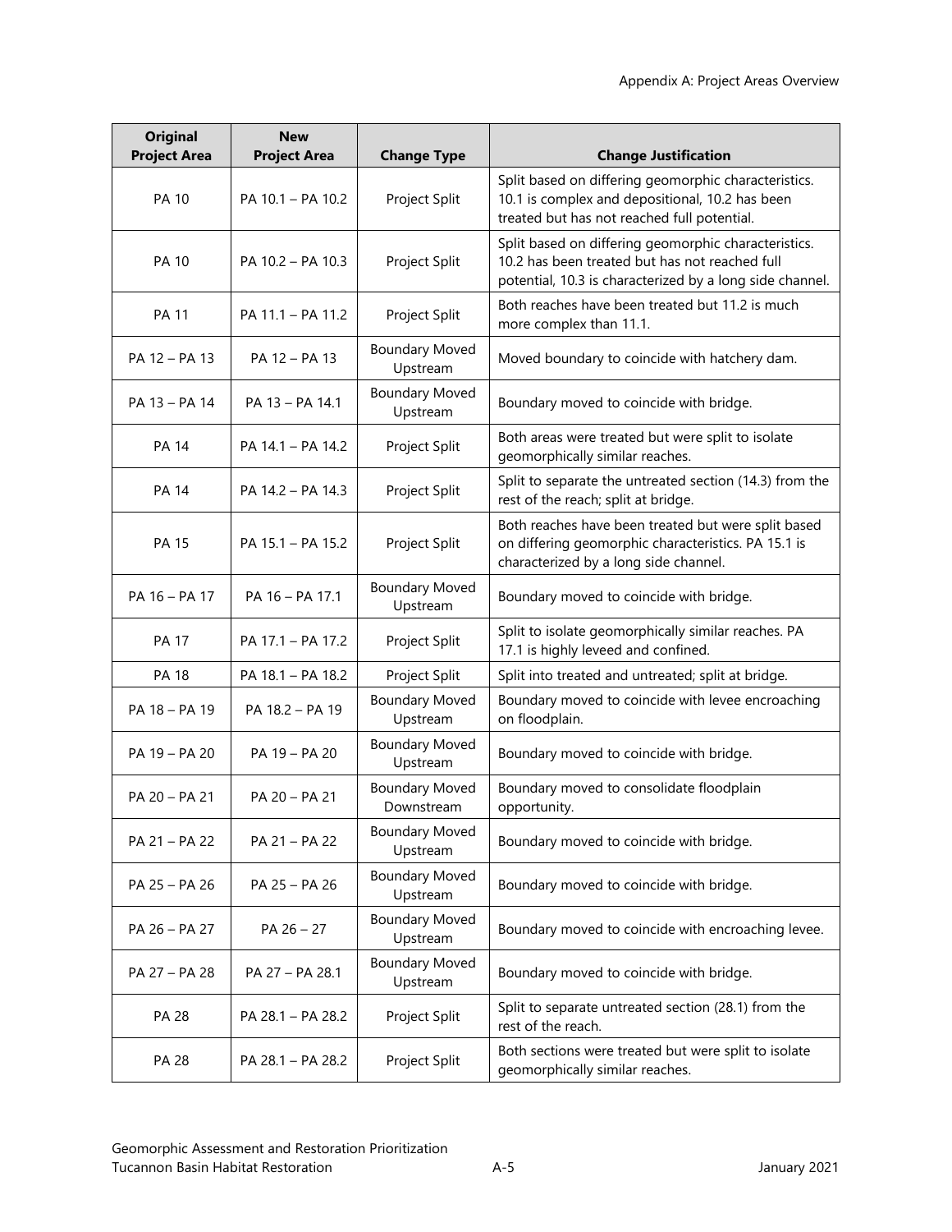| Original Project Area | New Project Area | Change Type | Change Justification |
|---|---|---|---|
| PA 10 | PA 10.1 – PA 10.2 | Project Split | Split based on differing geomorphic characteristics. 10.1 is complex and depositional, 10.2 has been treated but has not reached full potential. |
| PA 10 | PA 10.2 – PA 10.3 | Project Split | Split based on differing geomorphic characteristics. 10.2 has been treated but has not reached full potential, 10.3 is characterized by a long side channel. |
| PA 11 | PA 11.1 – PA 11.2 | Project Split | Both reaches have been treated but 11.2 is much more complex than 11.1. |
| PA 12 – PA 13 | PA 12 – PA 13 | Boundary Moved Upstream | Moved boundary to coincide with hatchery dam. |
| PA 13 – PA 14 | PA 13 – PA 14.1 | Boundary Moved Upstream | Boundary moved to coincide with bridge. |
| PA 14 | PA 14.1 – PA 14.2 | Project Split | Both areas were treated but were split to isolate geomorphically similar reaches. |
| PA 14 | PA 14.2 – PA 14.3 | Project Split | Split to separate the untreated section (14.3) from the rest of the reach; split at bridge. |
| PA 15 | PA 15.1 – PA 15.2 | Project Split | Both reaches have been treated but were split based on differing geomorphic characteristics. PA 15.1 is characterized by a long side channel. |
| PA 16 – PA 17 | PA 16 – PA 17.1 | Boundary Moved Upstream | Boundary moved to coincide with bridge. |
| PA 17 | PA 17.1 – PA 17.2 | Project Split | Split to isolate geomorphically similar reaches. PA 17.1 is highly leveed and confined. |
| PA 18 | PA 18.1 – PA 18.2 | Project Split | Split into treated and untreated; split at bridge. |
| PA 18 – PA 19 | PA 18.2 – PA 19 | Boundary Moved Upstream | Boundary moved to coincide with levee encroaching on floodplain. |
| PA 19 – PA 20 | PA 19 – PA 20 | Boundary Moved Upstream | Boundary moved to coincide with bridge. |
| PA 20 – PA 21 | PA 20 – PA 21 | Boundary Moved Downstream | Boundary moved to consolidate floodplain opportunity. |
| PA 21 – PA 22 | PA 21 – PA 22 | Boundary Moved Upstream | Boundary moved to coincide with bridge. |
| PA 25 – PA 26 | PA 25 – PA 26 | Boundary Moved Upstream | Boundary moved to coincide with bridge. |
| PA 26 – PA 27 | PA 26 – 27 | Boundary Moved Upstream | Boundary moved to coincide with encroaching levee. |
| PA 27 – PA 28 | PA 27 – PA 28.1 | Boundary Moved Upstream | Boundary moved to coincide with bridge. |
| PA 28 | PA 28.1 – PA 28.2 | Project Split | Split to separate untreated section (28.1) from the rest of the reach. |
| PA 28 | PA 28.1 – PA 28.2 | Project Split | Both sections were treated but were split to isolate geomorphically similar reaches. |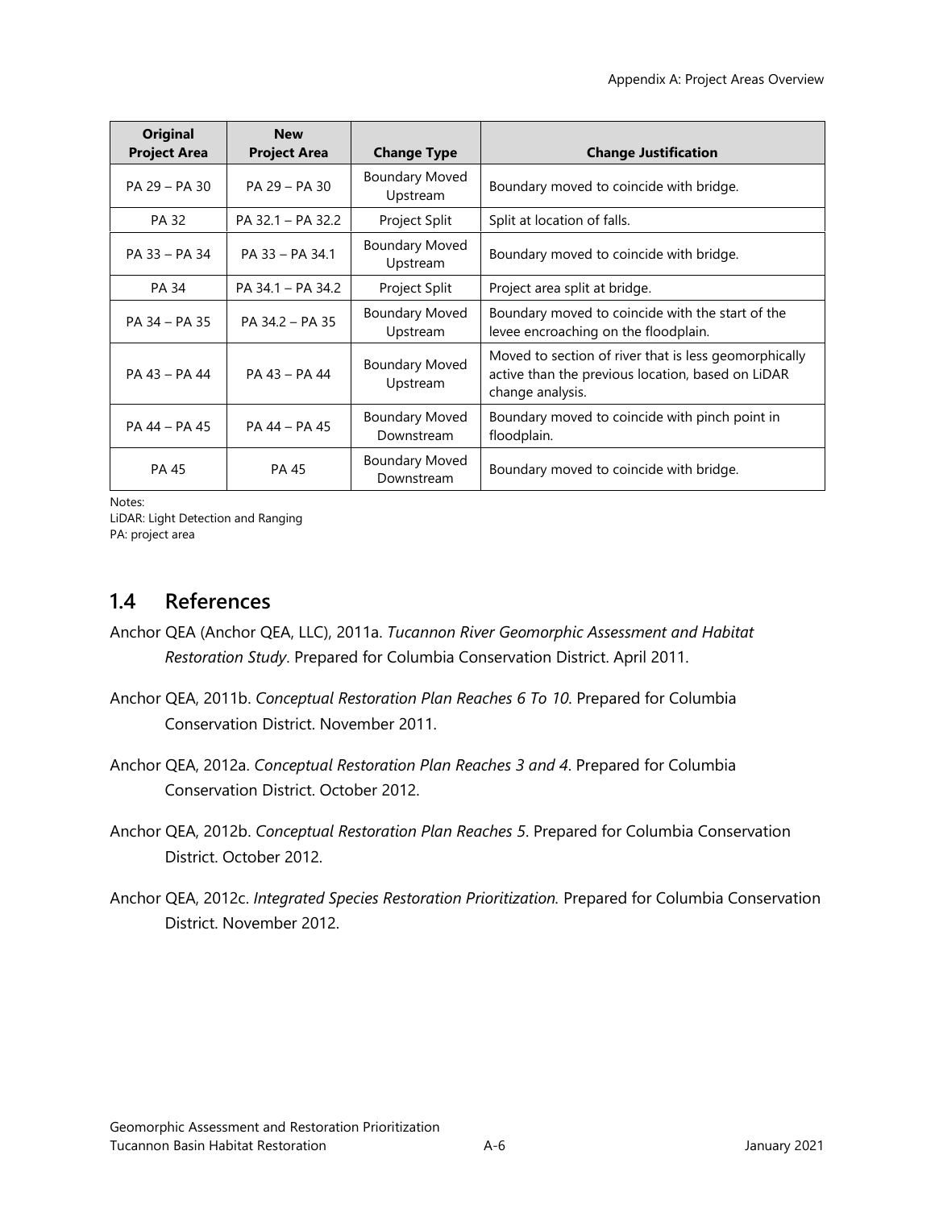| Original Project Area | New Project Area | Change Type | Change Justification |
| --- | --- | --- | --- |
| PA 29 – PA 30 | PA 29 – PA 30 | Boundary Moved Upstream | Boundary moved to coincide with bridge. |
| PA 32 | PA 32.1 – PA 32.2 | Project Split | Split at location of falls. |
| PA 33 – PA 34 | PA 33 – PA 34.1 | Boundary Moved Upstream | Boundary moved to coincide with bridge. |
| PA 34 | PA 34.1 – PA 34.2 | Project Split | Project area split at bridge. |
| PA 34 – PA 35 | PA 34.2 – PA 35 | Boundary Moved Upstream | Boundary moved to coincide with the start of the levee encroaching on the floodplain. |
| PA 43 – PA 44 | PA 43 – PA 44 | Boundary Moved Upstream | Moved to section of river that is less geomorphically active than the previous location, based on LiDAR change analysis. |
| PA 44 – PA 45 | PA 44 – PA 45 | Boundary Moved Downstream | Boundary moved to coincide with pinch point in floodplain. |
| PA 45 | PA 45 | Boundary Moved Downstream | Boundary moved to coincide with bridge. |

Notes:
LiDAR: Light Detection and Ranging
PA: project area

## 1.4 References

Anchor QEA (Anchor QEA, LLC), 2011a. *Tucannon River Geomorphic Assessment and Habitat Restoration Study*. Prepared for Columbia Conservation District. April 2011.

Anchor QEA, 2011b. *Conceptual Restoration Plan Reaches 6 To 10*. Prepared for Columbia Conservation District. November 2011.

Anchor QEA, 2012a. *Conceptual Restoration Plan Reaches 3 and 4*. Prepared for Columbia Conservation District. October 2012.

Anchor QEA, 2012b. *Conceptual Restoration Plan Reaches 5*. Prepared for Columbia Conservation District. October 2012.

Anchor QEA, 2012c. *Integrated Species Restoration Prioritization.* Prepared for Columbia Conservation District. November 2012.